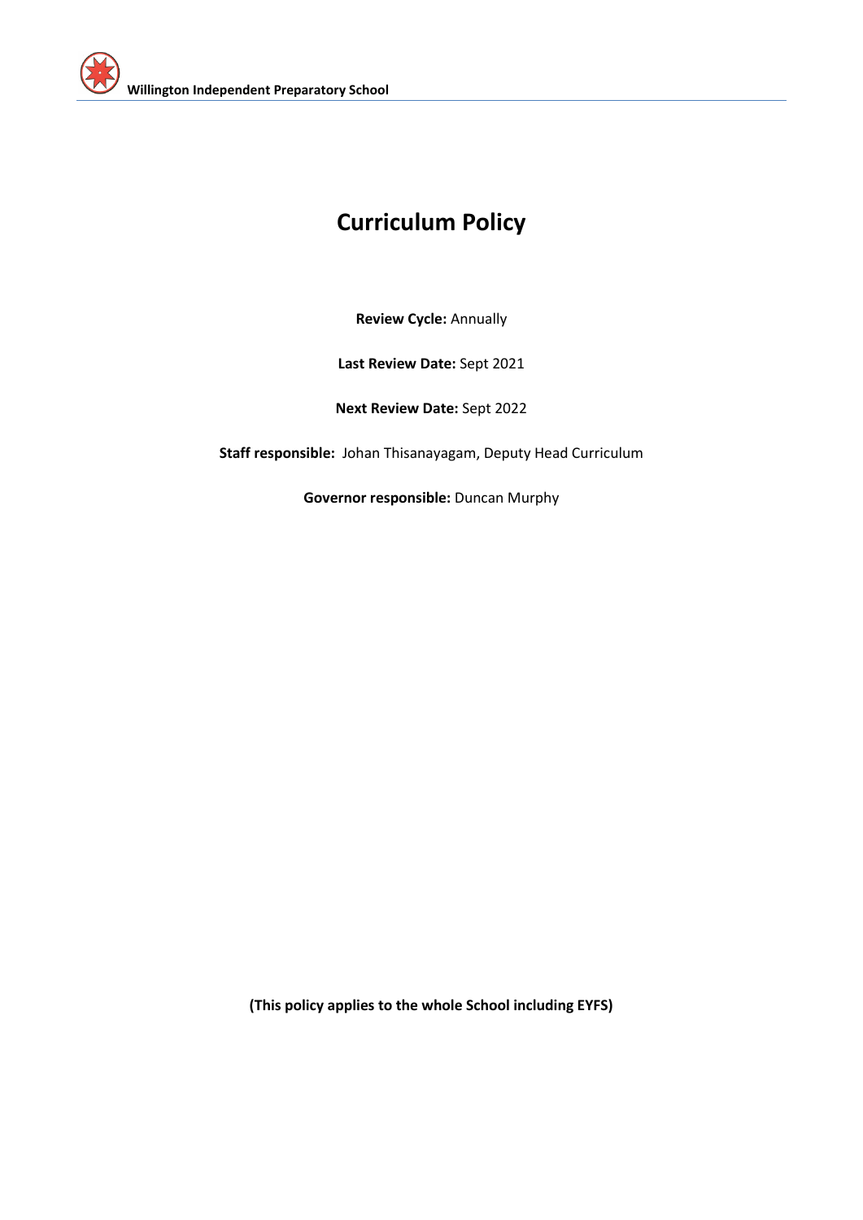# Curriculum Policy

**Review Cycle:** Annually

**Last Review Date:** Sept 2021

**Next Review Date:** Sept 2022

**Staff responsible:** Johan Thisanayagam, Deputy Head Curriculum

**Governor responsible:** Duncan Murphy

**(This policy applies to the whole School including EYFS)**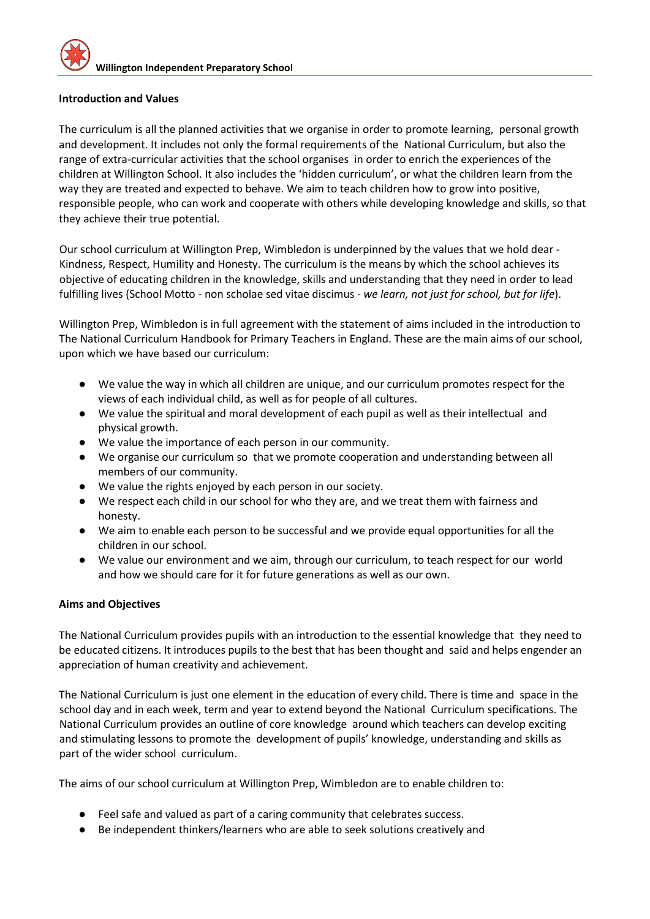**Introduction and Values**

The curriculum is all the planned activities that we organise in order to promote learning, personal growth and development. It includes not only the formal requirements of the National Curriculum, but also the range of extra-curricular activities that the school organises in order to enrich the experiences of the children at Willington School. It also includes the 'hidden curriculum', or what the children learn from the way they are treated and expected to behave. We aim to teach children how to grow into positive, responsible people, who can work and cooperate with others while developing knowledge and skills, so that they achieve their true potential.

Our school curriculum at Willington Prep, Wimbledon is underpinned by the values that we hold dear - Kindness, Respect, Humility and Honesty. The curriculum is the means by which the school achieves its objective of educating children in the knowledge, skills and understanding that they need in order to lead fulfilling lives (School Motto - non scholae sed vitae discimus - *we learn, not just for school, but for life*).

Willington Prep, Wimbledon is in full agreement with the statement of aims included in the introduction to The National Curriculum Handbook for Primary Teachers in England. These are the main aims of our school, upon which we have based our curriculum:

- We value the way in which all children are unique, and our curriculum promotes respect for the views of each individual child, as well as for people of all cultures.
- We value the spiritual and moral development of each pupil as well as their intellectual and physical growth.
- We value the importance of each person in our community.
- We organise our curriculum so that we promote cooperation and understanding between all members of our community.
- We value the rights enjoyed by each person in our society.
- We respect each child in our school for who they are, and we treat them with fairness and honesty.
- We aim to enable each person to be successful and we provide equal opportunities for all the children in our school.
- We value our environment and we aim, through our curriculum, to teach respect for our world and how we should care for it for future generations as well as our own.

**Aims and Objectives**

The National Curriculum provides pupils with an introduction to the essential knowledge that they need to be educated citizens. It introduces pupils to the best that has been thought and said and helps engender an appreciation of human creativity and achievement.

The National Curriculum is just one element in the education of every child. There is time and space in the school day and in each week, term and year to extend beyond the National Curriculum specifications. The National Curriculum provides an outline of core knowledge around which teachers can develop exciting and stimulating lessons to promote the development of pupils' knowledge, understanding and skills as part of the wider school curriculum.

The aims of our school curriculum at Willington Prep, Wimbledon are to enable children to:

- Feel safe and valued as part of a caring community that celebrates success.
- Be independent thinkers/learners who are able to seek solutions creatively and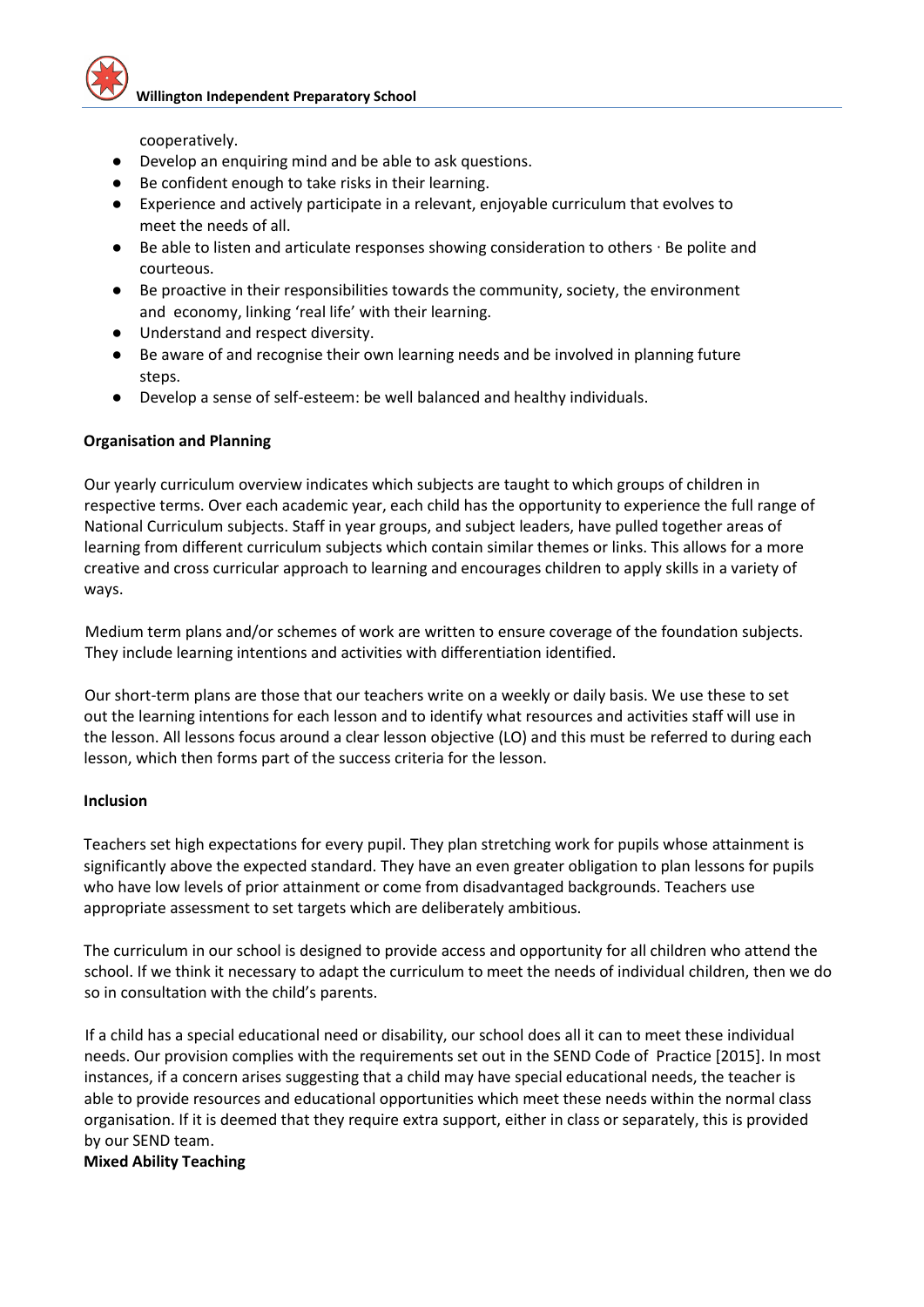cooperatively.

- Develop an enquiring mind and be able to ask questions.
- Be confident enough to take risks in their learning.
- Experience and actively participate in a relevant, enjoyable curriculum that evolves to meet the needs of all.
- Be able to listen and articulate responses showing consideration to others · Be polite and courteous.
- Be proactive in their responsibilities towards the community, society, the environment and economy, linking 'real life' with their learning.
- Understand and respect diversity.
- Be aware of and recognise their own learning needs and be involved in planning future steps.
- Develop a sense of self-esteem: be well balanced and healthy individuals.

**Organisation and Planning**

Our yearly curriculum overview indicates which subjects are taught to which groups of children in respective terms. Over each academic year, each child has the opportunity to experience the full range of National Curriculum subjects. Staff in year groups, and subject leaders, have pulled together areas of learning from different curriculum subjects which contain similar themes or links. This allows for a more creative and cross curricular approach to learning and encourages children to apply skills in a variety of ways.

Medium term plans and/or schemes of work are written to ensure coverage of the foundation subjects. They include learning intentions and activities with differentiation identified.

Our short-term plans are those that our teachers write on a weekly or daily basis. We use these to set out the learning intentions for each lesson and to identify what resources and activities staff will use in the lesson. All lessons focus around a clear lesson objective (LO) and this must be referred to during each lesson, which then forms part of the success criteria for the lesson.

**Inclusion**

Teachers set high expectations for every pupil. They plan stretching work for pupils whose attainment is significantly above the expected standard. They have an even greater obligation to plan lessons for pupils who have low levels of prior attainment or come from disadvantaged backgrounds. Teachers use appropriate assessment to set targets which are deliberately ambitious.

The curriculum in our school is designed to provide access and opportunity for all children who attend the school. If we think it necessary to adapt the curriculum to meet the needs of individual children, then we do so in consultation with the child's parents.

If a child has a special educational need or disability, our school does all it can to meet these individual needs. Our provision complies with the requirements set out in the SEND Code of Practice [2015]. In most instances, if a concern arises suggesting that a child may have special educational needs, the teacher is able to provide resources and educational opportunities which meet these needs within the normal class organisation. If it is deemed that they require extra support, either in class or separately, this is provided by our SEND team.

**Mixed Ability Teaching**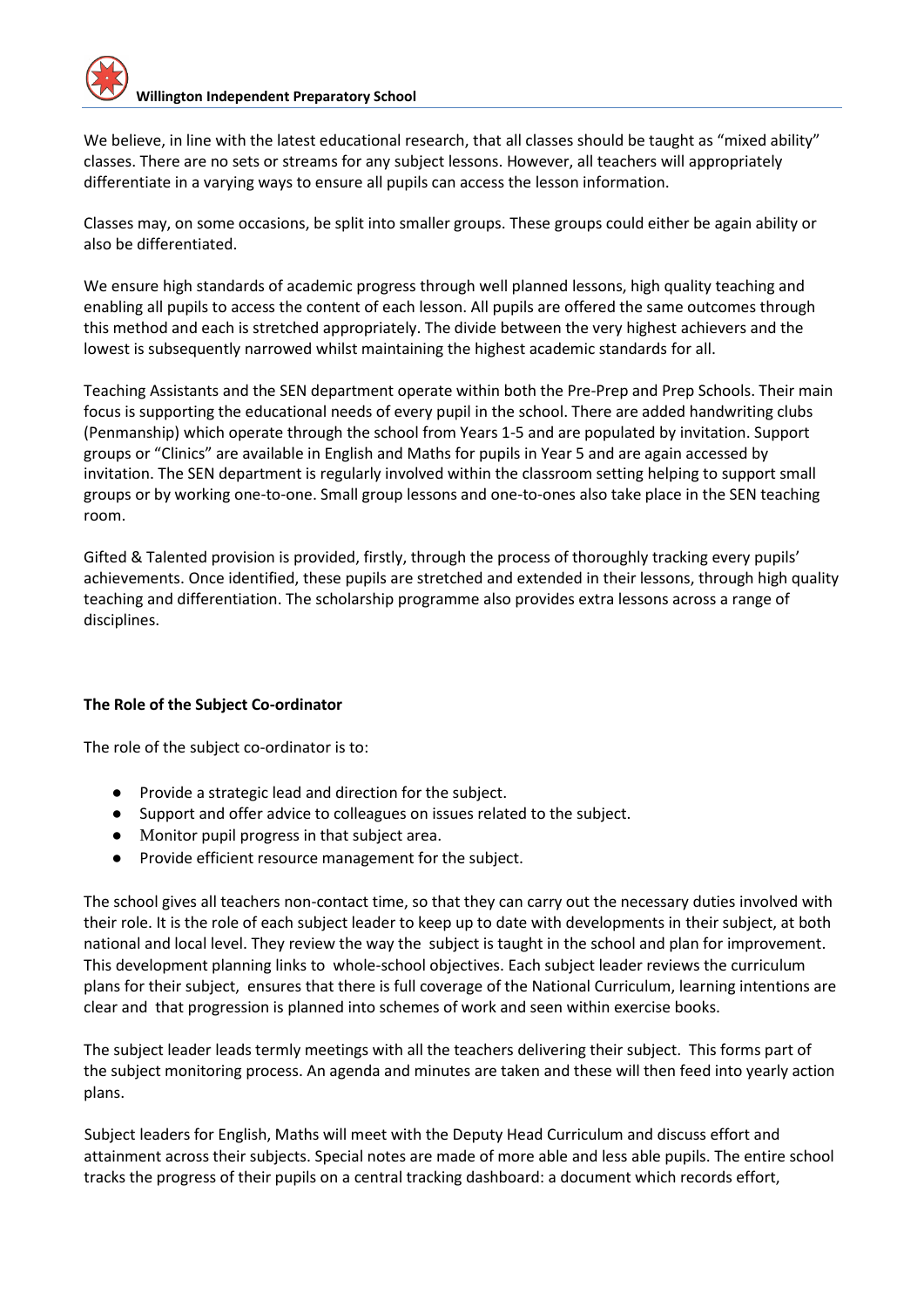We believe, in line with the latest educational research, that all classes should be taught as "mixed ability" classes. There are no sets or streams for any subject lessons. However, all teachers will appropriately differentiate in a varying ways to ensure all pupils can access the lesson information.

Classes may, on some occasions, be split into smaller groups. These groups could either be again ability or also be differentiated.

We ensure high standards of academic progress through well planned lessons, high quality teaching and enabling all pupils to access the content of each lesson. All pupils are offered the same outcomes through this method and each is stretched appropriately. The divide between the very highest achievers and the lowest is subsequently narrowed whilst maintaining the highest academic standards for all.

Teaching Assistants and the SEN department operate within both the Pre-Prep and Prep Schools. Their main focus is supporting the educational needs of every pupil in the school. There are added handwriting clubs (Penmanship) which operate through the school from Years 1-5 and are populated by invitation. Support groups or "Clinics" are available in English and Maths for pupils in Year 5 and are again accessed by invitation. The SEN department is regularly involved within the classroom setting helping to support small groups or by working one-to-one. Small group lessons and one-to-ones also take place in the SEN teaching room.

Gifted & Talented provision is provided, firstly, through the process of thoroughly tracking every pupils' achievements. Once identified, these pupils are stretched and extended in their lessons, through high quality teaching and differentiation. The scholarship programme also provides extra lessons across a range of disciplines.

**The Role of the Subject Co-ordinator**

The role of the subject co-ordinator is to:

- Provide a strategic lead and direction for the subject.
- Support and offer advice to colleagues on issues related to the subject.
- Monitor pupil progress in that subject area.
- Provide efficient resource management for the subject.

The school gives all teachers non-contact time, so that they can carry out the necessary duties involved with their role. It is the role of each subject leader to keep up to date with developments in their subject, at both national and local level. They review the way the subject is taught in the school and plan for improvement. This development planning links to whole-school objectives. Each subject leader reviews the curriculum plans for their subject, ensures that there is full coverage of the National Curriculum, learning intentions are clear and that progression is planned into schemes of work and seen within exercise books.

The subject leader leads termly meetings with all the teachers delivering their subject. This forms part of the subject monitoring process. An agenda and minutes are taken and these will then feed into yearly action plans.

Subject leaders for English, Maths will meet with the Deputy Head Curriculum and discuss effort and attainment across their subjects. Special notes are made of more able and less able pupils. The entire school tracks the progress of their pupils on a central tracking dashboard: a document which records effort,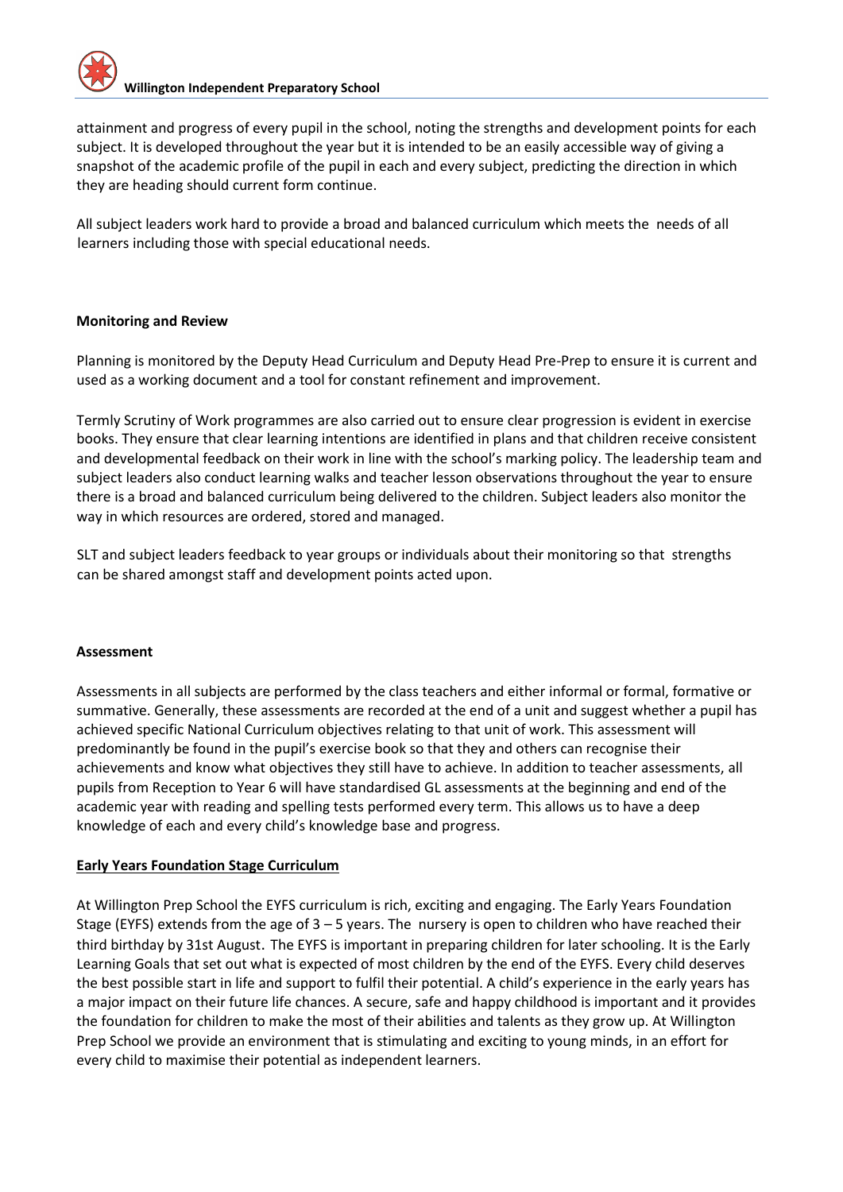attainment and progress of every pupil in the school, noting the strengths and development points for each subject. It is developed throughout the year but it is intended to be an easily accessible way of giving a snapshot of the academic profile of the pupil in each and every subject, predicting the direction in which they are heading should current form continue.

All subject leaders work hard to provide a broad and balanced curriculum which meets the needs of all learners including those with special educational needs.

**Monitoring and Review**

Planning is monitored by the Deputy Head Curriculum and Deputy Head Pre-Prep to ensure it is current and used as a working document and a tool for constant refinement and improvement.

Termly Scrutiny of Work programmes are also carried out to ensure clear progression is evident in exercise books. They ensure that clear learning intentions are identified in plans and that children receive consistent and developmental feedback on their work in line with the school's marking policy. The leadership team and subject leaders also conduct learning walks and teacher lesson observations throughout the year to ensure there is a broad and balanced curriculum being delivered to the children. Subject leaders also monitor the way in which resources are ordered, stored and managed.

SLT and subject leaders feedback to year groups or individuals about their monitoring so that strengths can be shared amongst staff and development points acted upon.

**Assessment**

Assessments in all subjects are performed by the class teachers and either informal or formal, formative or summative. Generally, these assessments are recorded at the end of a unit and suggest whether a pupil has achieved specific National Curriculum objectives relating to that unit of work. This assessment will predominantly be found in the pupil's exercise book so that they and others can recognise their achievements and know what objectives they still have to achieve. In addition to teacher assessments, all pupils from Reception to Year 6 will have standardised GL assessments at the beginning and end of the academic year with reading and spelling tests performed every term. This allows us to have a deep knowledge of each and every child's knowledge base and progress.

**Early Years Foundation Stage Curriculum**

At Willington Prep School the EYFS curriculum is rich, exciting and engaging. The Early Years Foundation Stage (EYFS) extends from the age of 3 – 5 years. The nursery is open to children who have reached their third birthday by 31st August. The EYFS is important in preparing children for later schooling. It is the Early Learning Goals that set out what is expected of most children by the end of the EYFS. Every child deserves the best possible start in life and support to fulfil their potential. A child's experience in the early years has a major impact on their future life chances. A secure, safe and happy childhood is important and it provides the foundation for children to make the most of their abilities and talents as they grow up. At Willington Prep School we provide an environment that is stimulating and exciting to young minds, in an effort for every child to maximise their potential as independent learners.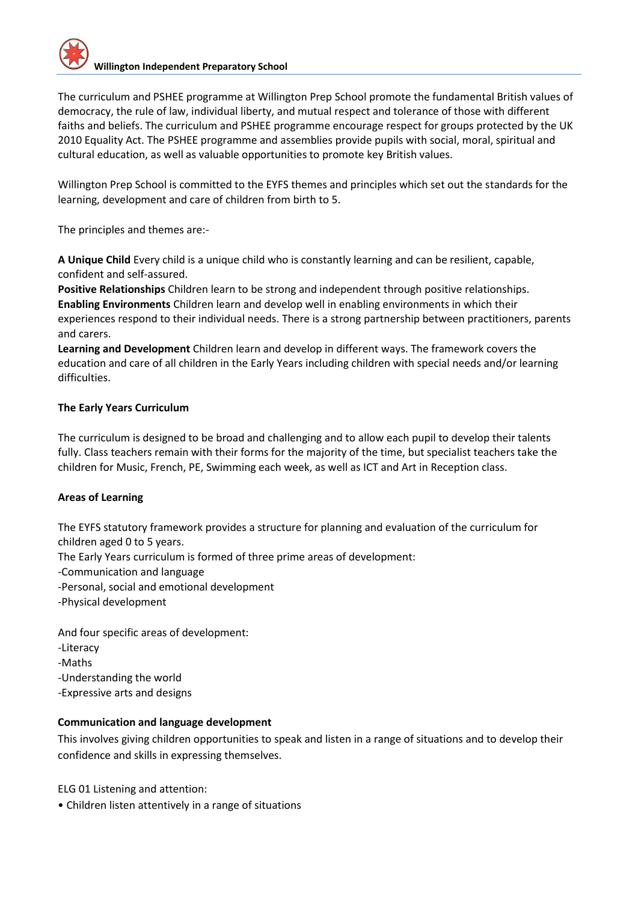The curriculum and PSHEE programme at Willington Prep School promote the fundamental British values of democracy, the rule of law, individual liberty, and mutual respect and tolerance of those with different faiths and beliefs. The curriculum and PSHEE programme encourage respect for groups protected by the UK 2010 Equality Act. The PSHEE programme and assemblies provide pupils with social, moral, spiritual and cultural education, as well as valuable opportunities to promote key British values.

Willington Prep School is committed to the EYFS themes and principles which set out the standards for the learning, development and care of children from birth to 5.

The principles and themes are:-

**A Unique Child** Every child is a unique child who is constantly learning and can be resilient, capable, confident and self-assured.
**Positive Relationships** Children learn to be strong and independent through positive relationships.
**Enabling Environments** Children learn and develop well in enabling environments in which their experiences respond to their individual needs. There is a strong partnership between practitioners, parents and carers.
**Learning and Development** Children learn and develop in different ways. The framework covers the education and care of all children in the Early Years including children with special needs and/or learning difficulties.

**The Early Years Curriculum**

The curriculum is designed to be broad and challenging and to allow each pupil to develop their talents fully. Class teachers remain with their forms for the majority of the time, but specialist teachers take the children for Music, French, PE, Swimming each week, as well as ICT and Art in Reception class.

**Areas of Learning**

The EYFS statutory framework provides a structure for planning and evaluation of the curriculum for children aged 0 to 5 years.
The Early Years curriculum is formed of three prime areas of development:
-Communication and language
-Personal, social and emotional development
-Physical development

And four specific areas of development:
-Literacy
-Maths
-Understanding the world
-Expressive arts and designs

**Communication and language development**

This involves giving children opportunities to speak and listen in a range of situations and to develop their confidence and skills in expressing themselves.

ELG 01 Listening and attention:
- Children listen attentively in a range of situations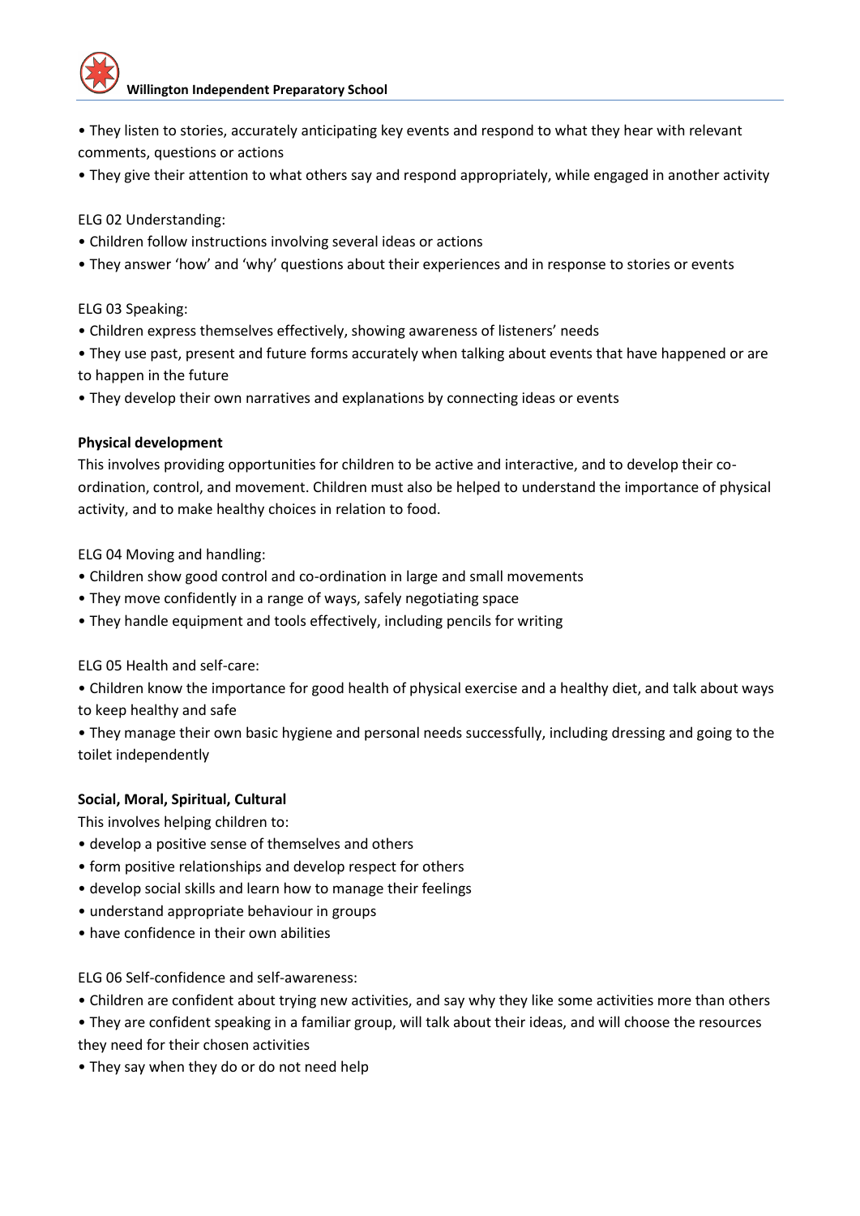- They listen to stories, accurately anticipating key events and respond to what they hear with relevant comments, questions or actions
- They give their attention to what others say and respond appropriately, while engaged in another activity

ELG 02 Understanding:

- Children follow instructions involving several ideas or actions
- They answer 'how' and 'why' questions about their experiences and in response to stories or events

ELG 03 Speaking:

- Children express themselves effectively, showing awareness of listeners' needs
- They use past, present and future forms accurately when talking about events that have happened or are to happen in the future
- They develop their own narratives and explanations by connecting ideas or events

**Physical development**

This involves providing opportunities for children to be active and interactive, and to develop their co-ordination, control, and movement. Children must also be helped to understand the importance of physical activity, and to make healthy choices in relation to food.

ELG 04 Moving and handling:

- Children show good control and co-ordination in large and small movements
- They move confidently in a range of ways, safely negotiating space
- They handle equipment and tools effectively, including pencils for writing

ELG 05 Health and self-care:

- Children know the importance for good health of physical exercise and a healthy diet, and talk about ways to keep healthy and safe
- They manage their own basic hygiene and personal needs successfully, including dressing and going to the toilet independently

**Social, Moral, Spiritual, Cultural**

This involves helping children to:

- develop a positive sense of themselves and others
- form positive relationships and develop respect for others
- develop social skills and learn how to manage their feelings
- understand appropriate behaviour in groups
- have confidence in their own abilities

ELG 06 Self-confidence and self-awareness:

- Children are confident about trying new activities, and say why they like some activities more than others
- They are confident speaking in a familiar group, will talk about their ideas, and will choose the resources they need for their chosen activities
- They say when they do or do not need help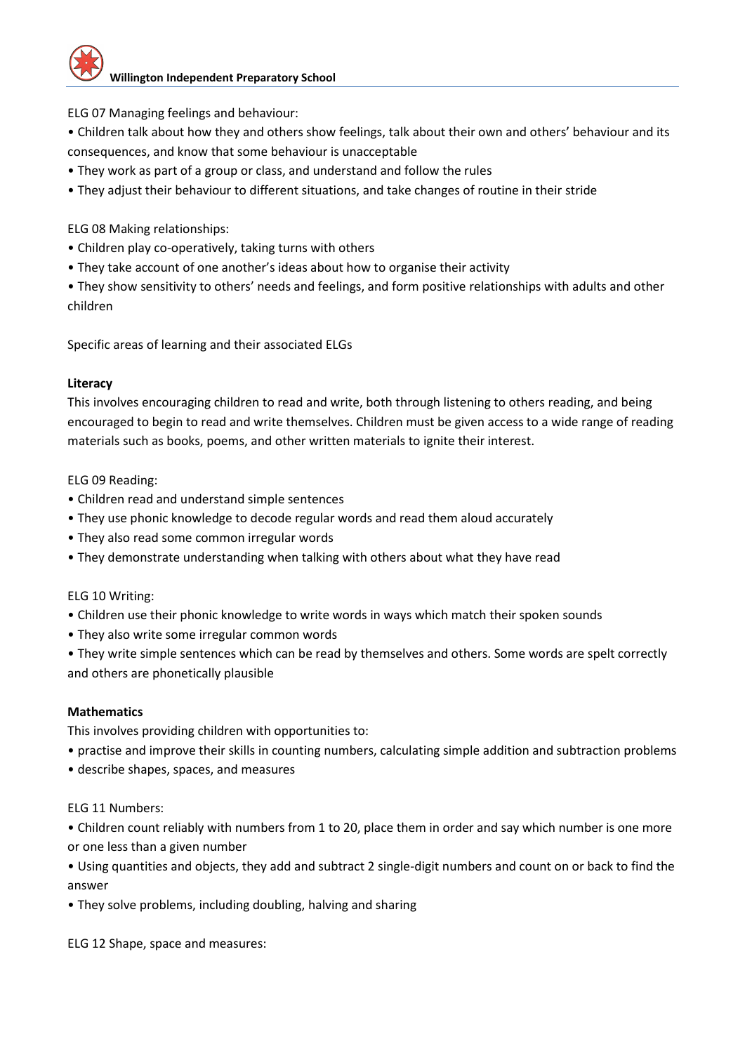ELG 07 Managing feelings and behaviour:

- Children talk about how they and others show feelings, talk about their own and others' behaviour and its consequences, and know that some behaviour is unacceptable
- They work as part of a group or class, and understand and follow the rules
- They adjust their behaviour to different situations, and take changes of routine in their stride

ELG 08 Making relationships:

- Children play co-operatively, taking turns with others
- They take account of one another's ideas about how to organise their activity
- They show sensitivity to others' needs and feelings, and form positive relationships with adults and other children

Specific areas of learning and their associated ELGs

**Literacy**

This involves encouraging children to read and write, both through listening to others reading, and being encouraged to begin to read and write themselves. Children must be given access to a wide range of reading materials such as books, poems, and other written materials to ignite their interest.

ELG 09 Reading:

- Children read and understand simple sentences
- They use phonic knowledge to decode regular words and read them aloud accurately
- They also read some common irregular words
- They demonstrate understanding when talking with others about what they have read

ELG 10 Writing:

- Children use their phonic knowledge to write words in ways which match their spoken sounds
- They also write some irregular common words
- They write simple sentences which can be read by themselves and others. Some words are spelt correctly and others are phonetically plausible

**Mathematics**

This involves providing children with opportunities to:

- practise and improve their skills in counting numbers, calculating simple addition and subtraction problems
- describe shapes, spaces, and measures

ELG 11 Numbers:

- Children count reliably with numbers from 1 to 20, place them in order and say which number is one more or one less than a given number
- Using quantities and objects, they add and subtract 2 single-digit numbers and count on or back to find the answer
- They solve problems, including doubling, halving and sharing

ELG 12 Shape, space and measures: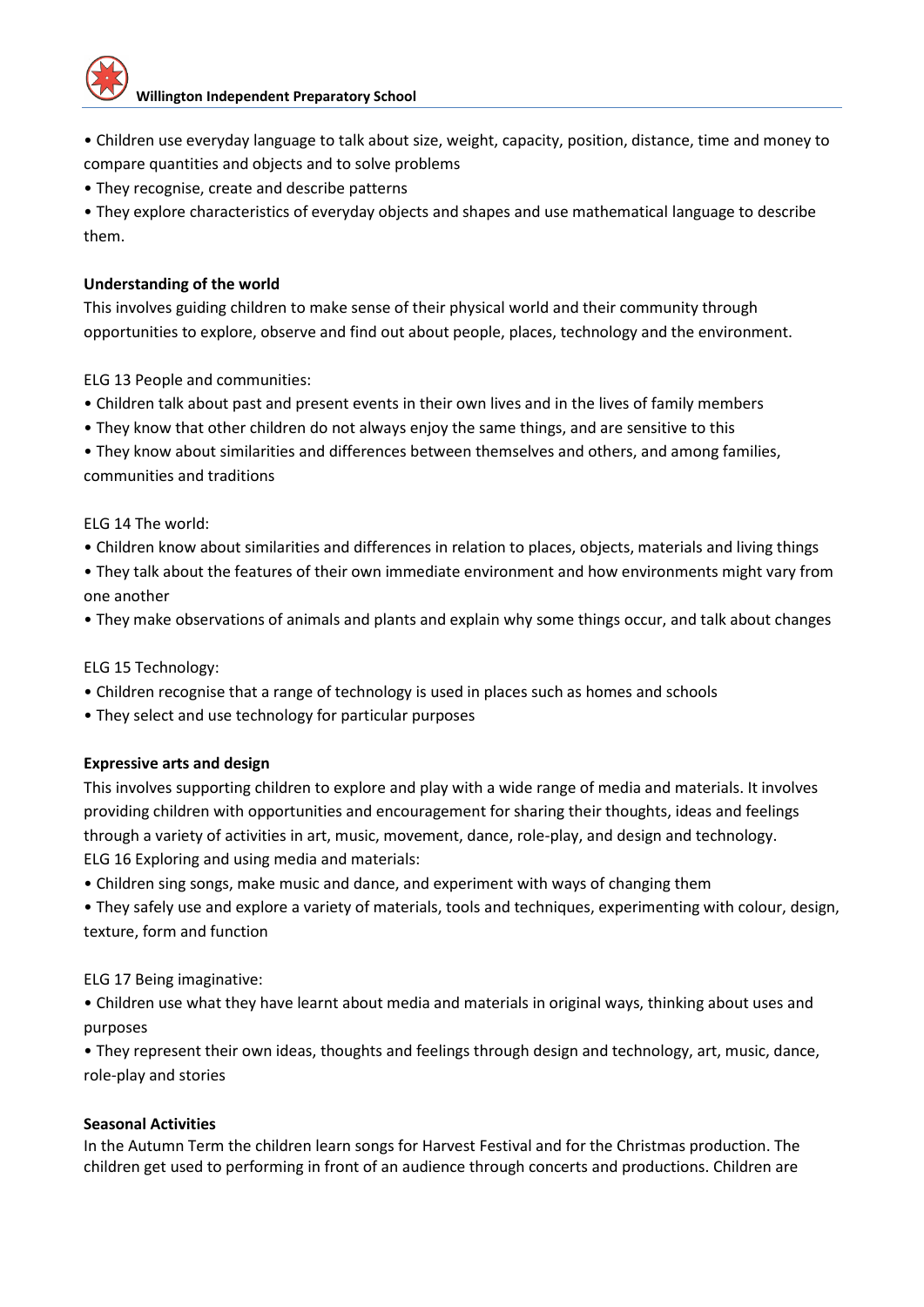• Children use everyday language to talk about size, weight, capacity, position, distance, time and money to compare quantities and objects and to solve problems

• They recognise, create and describe patterns

• They explore characteristics of everyday objects and shapes and use mathematical language to describe them.

**Understanding of the world**

This involves guiding children to make sense of their physical world and their community through opportunities to explore, observe and find out about people, places, technology and the environment.

ELG 13 People and communities:

• Children talk about past and present events in their own lives and in the lives of family members

• They know that other children do not always enjoy the same things, and are sensitive to this

• They know about similarities and differences between themselves and others, and among families, communities and traditions

ELG 14 The world:

• Children know about similarities and differences in relation to places, objects, materials and living things

• They talk about the features of their own immediate environment and how environments might vary from one another

• They make observations of animals and plants and explain why some things occur, and talk about changes

ELG 15 Technology:

• Children recognise that a range of technology is used in places such as homes and schools

• They select and use technology for particular purposes

**Expressive arts and design**

This involves supporting children to explore and play with a wide range of media and materials. It involves providing children with opportunities and encouragement for sharing their thoughts, ideas and feelings through a variety of activities in art, music, movement, dance, role-play, and design and technology.

ELG 16 Exploring and using media and materials:

• Children sing songs, make music and dance, and experiment with ways of changing them

• They safely use and explore a variety of materials, tools and techniques, experimenting with colour, design, texture, form and function

ELG 17 Being imaginative:

• Children use what they have learnt about media and materials in original ways, thinking about uses and purposes

• They represent their own ideas, thoughts and feelings through design and technology, art, music, dance, role-play and stories

**Seasonal Activities**

In the Autumn Term the children learn songs for Harvest Festival and for the Christmas production. The children get used to performing in front of an audience through concerts and productions. Children are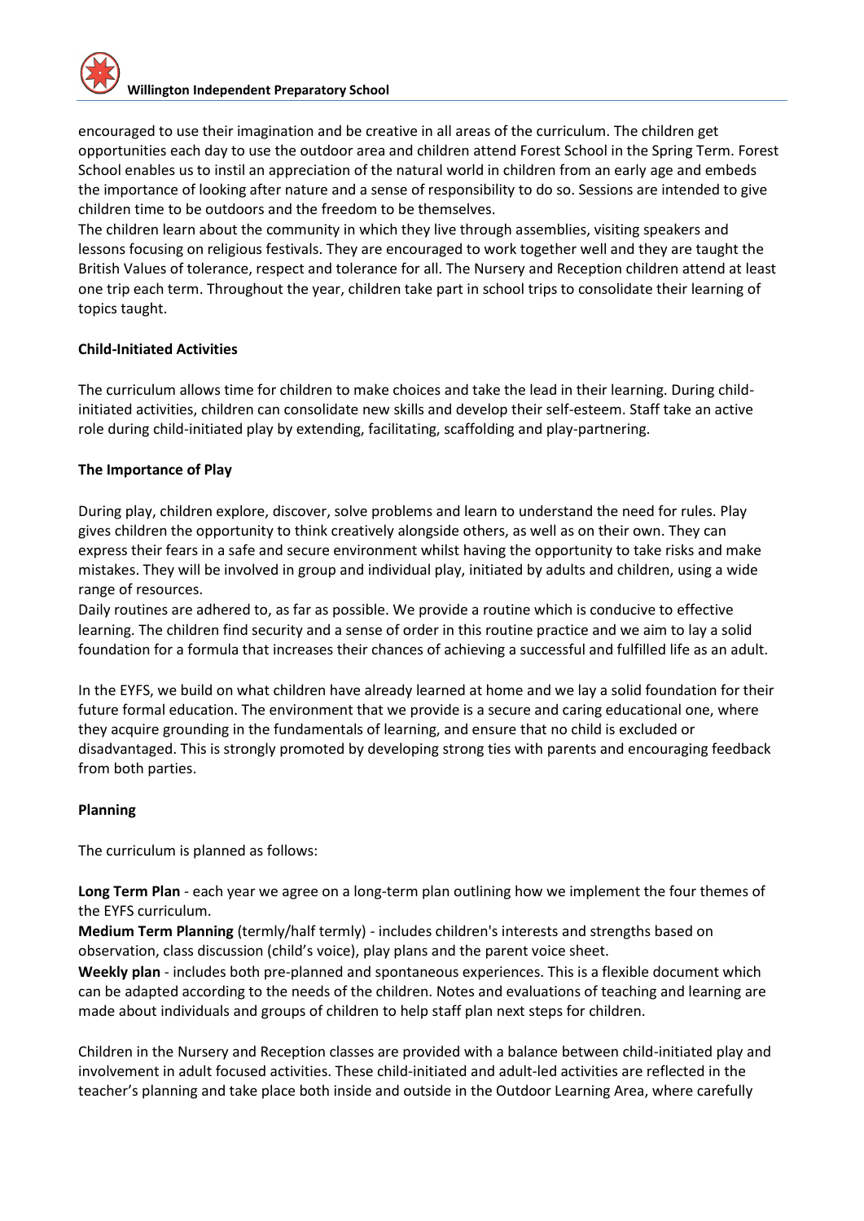encouraged to use their imagination and be creative in all areas of the curriculum. The children get opportunities each day to use the outdoor area and children attend Forest School in the Spring Term. Forest School enables us to instil an appreciation of the natural world in children from an early age and embeds the importance of looking after nature and a sense of responsibility to do so. Sessions are intended to give children time to be outdoors and the freedom to be themselves.
The children learn about the community in which they live through assemblies, visiting speakers and lessons focusing on religious festivals. They are encouraged to work together well and they are taught the British Values of tolerance, respect and tolerance for all. The Nursery and Reception children attend at least one trip each term. Throughout the year, children take part in school trips to consolidate their learning of topics taught.

**Child-Initiated Activities**

The curriculum allows time for children to make choices and take the lead in their learning. During child-initiated activities, children can consolidate new skills and develop their self-esteem. Staff take an active role during child-initiated play by extending, facilitating, scaffolding and play-partnering.

**The Importance of Play**

During play, children explore, discover, solve problems and learn to understand the need for rules. Play gives children the opportunity to think creatively alongside others, as well as on their own. They can express their fears in a safe and secure environment whilst having the opportunity to take risks and make mistakes. They will be involved in group and individual play, initiated by adults and children, using a wide range of resources.
Daily routines are adhered to, as far as possible. We provide a routine which is conducive to effective learning. The children find security and a sense of order in this routine practice and we aim to lay a solid foundation for a formula that increases their chances of achieving a successful and fulfilled life as an adult.

In the EYFS, we build on what children have already learned at home and we lay a solid foundation for their future formal education. The environment that we provide is a secure and caring educational one, where they acquire grounding in the fundamentals of learning, and ensure that no child is excluded or disadvantaged. This is strongly promoted by developing strong ties with parents and encouraging feedback from both parties.

**Planning**

The curriculum is planned as follows:

**Long Term Plan** - each year we agree on a long-term plan outlining how we implement the four themes of the EYFS curriculum.
**Medium Term Planning** (termly/half termly) - includes children's interests and strengths based on observation, class discussion (child's voice), play plans and the parent voice sheet.
**Weekly plan** - includes both pre-planned and spontaneous experiences. This is a flexible document which can be adapted according to the needs of the children. Notes and evaluations of teaching and learning are made about individuals and groups of children to help staff plan next steps for children.

Children in the Nursery and Reception classes are provided with a balance between child-initiated play and involvement in adult focused activities. These child-initiated and adult-led activities are reflected in the teacher's planning and take place both inside and outside in the Outdoor Learning Area, where carefully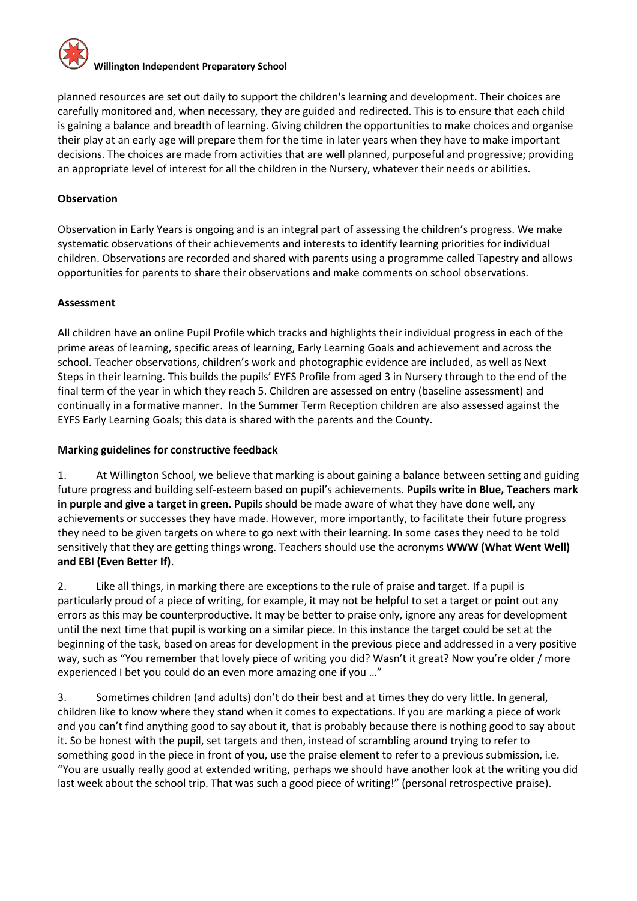planned resources are set out daily to support the children's learning and development. Their choices are carefully monitored and, when necessary, they are guided and redirected. This is to ensure that each child is gaining a balance and breadth of learning. Giving children the opportunities to make choices and organise their play at an early age will prepare them for the time in later years when they have to make important decisions. The choices are made from activities that are well planned, purposeful and progressive; providing an appropriate level of interest for all the children in the Nursery, whatever their needs or abilities.

**Observation**

Observation in Early Years is ongoing and is an integral part of assessing the children's progress. We make systematic observations of their achievements and interests to identify learning priorities for individual children. Observations are recorded and shared with parents using a programme called Tapestry and allows opportunities for parents to share their observations and make comments on school observations.

**Assessment**

All children have an online Pupil Profile which tracks and highlights their individual progress in each of the prime areas of learning, specific areas of learning, Early Learning Goals and achievement and across the school. Teacher observations, children's work and photographic evidence are included, as well as Next Steps in their learning. This builds the pupils' EYFS Profile from aged 3 in Nursery through to the end of the final term of the year in which they reach 5. Children are assessed on entry (baseline assessment) and continually in a formative manner. In the Summer Term Reception children are also assessed against the EYFS Early Learning Goals; this data is shared with the parents and the County.

**Marking guidelines for constructive feedback**

1. At Willington School, we believe that marking is about gaining a balance between setting and guiding future progress and building self-esteem based on pupil's achievements. **Pupils write in Blue, Teachers mark in purple and give a target in green**. Pupils should be made aware of what they have done well, any achievements or successes they have made. However, more importantly, to facilitate their future progress they need to be given targets on where to go next with their learning. In some cases they need to be told sensitively that they are getting things wrong. Teachers should use the acronyms **WWW (What Went Well) and EBI (Even Better If)**.

2. Like all things, in marking there are exceptions to the rule of praise and target. If a pupil is particularly proud of a piece of writing, for example, it may not be helpful to set a target or point out any errors as this may be counterproductive. It may be better to praise only, ignore any areas for development until the next time that pupil is working on a similar piece. In this instance the target could be set at the beginning of the task, based on areas for development in the previous piece and addressed in a very positive way, such as "You remember that lovely piece of writing you did? Wasn't it great? Now you're older / more experienced I bet you could do an even more amazing one if you …"

3. Sometimes children (and adults) don't do their best and at times they do very little. In general, children like to know where they stand when it comes to expectations. If you are marking a piece of work and you can't find anything good to say about it, that is probably because there is nothing good to say about it. So be honest with the pupil, set targets and then, instead of scrambling around trying to refer to something good in the piece in front of you, use the praise element to refer to a previous submission, i.e. "You are usually really good at extended writing, perhaps we should have another look at the writing you did last week about the school trip. That was such a good piece of writing!" (personal retrospective praise).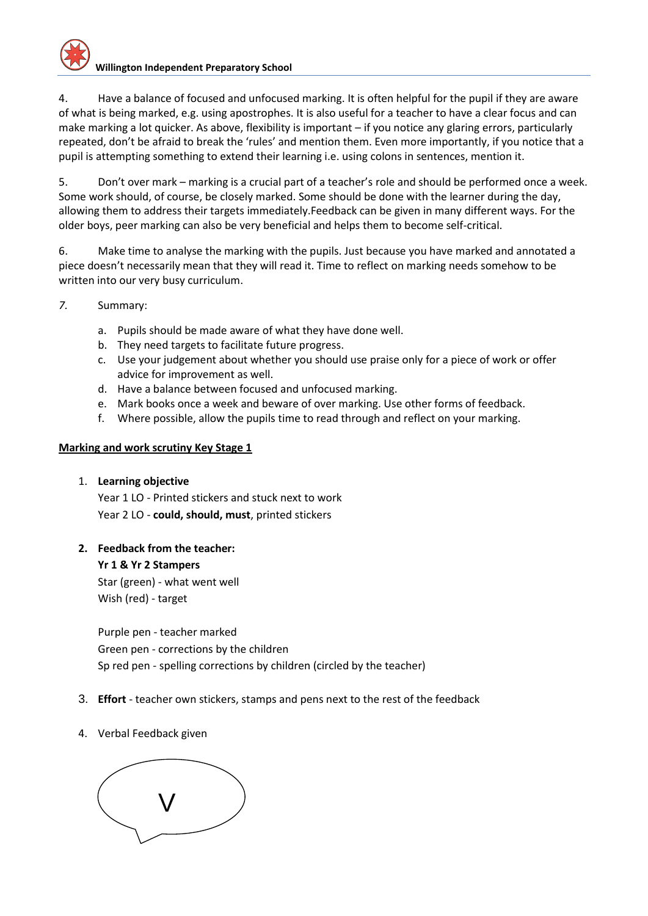4. Have a balance of focused and unfocused marking. It is often helpful for the pupil if they are aware of what is being marked, e.g. using apostrophes. It is also useful for a teacher to have a clear focus and can make marking a lot quicker. As above, flexibility is important – if you notice any glaring errors, particularly repeated, don't be afraid to break the 'rules' and mention them. Even more importantly, if you notice that a pupil is attempting something to extend their learning i.e. using colons in sentences, mention it.

5. Don't over mark – marking is a crucial part of a teacher's role and should be performed once a week. Some work should, of course, be closely marked. Some should be done with the learner during the day, allowing them to address their targets immediately.Feedback can be given in many different ways. For the older boys, peer marking can also be very beneficial and helps them to become self-critical.

6. Make time to analyse the marking with the pupils. Just because you have marked and annotated a piece doesn't necessarily mean that they will read it. Time to reflect on marking needs somehow to be written into our very busy curriculum.

*7.* Summary:

   a. Pupils should be made aware of what they have done well.
   b. They need targets to facilitate future progress.
   c. Use your judgement about whether you should use praise only for a piece of work or offer advice for improvement as well.
   d. Have a balance between focused and unfocused marking.
   e. Mark books once a week and beware of over marking. Use other forms of feedback.
   f. Where possible, allow the pupils time to read through and reflect on your marking.

**<u>Marking and work scrutiny Key Stage 1</u>**

1. **Learning objective**
   Year 1 LO - Printed stickers and stuck next to work
   Year 2 LO - **could, should, must**, printed stickers

2. **Feedback from the teacher:**
   **Yr 1 & Yr 2 Stampers**
   Star (green) - what went well
   Wish (red) - target

   Purple pen - teacher marked
   Green pen - corrections by the children
   Sp red pen - spelling corrections by children (circled by the teacher)

3. **Effort** - teacher own stickers, stamps and pens next to the rest of the feedback

4. Verbal Feedback given

   V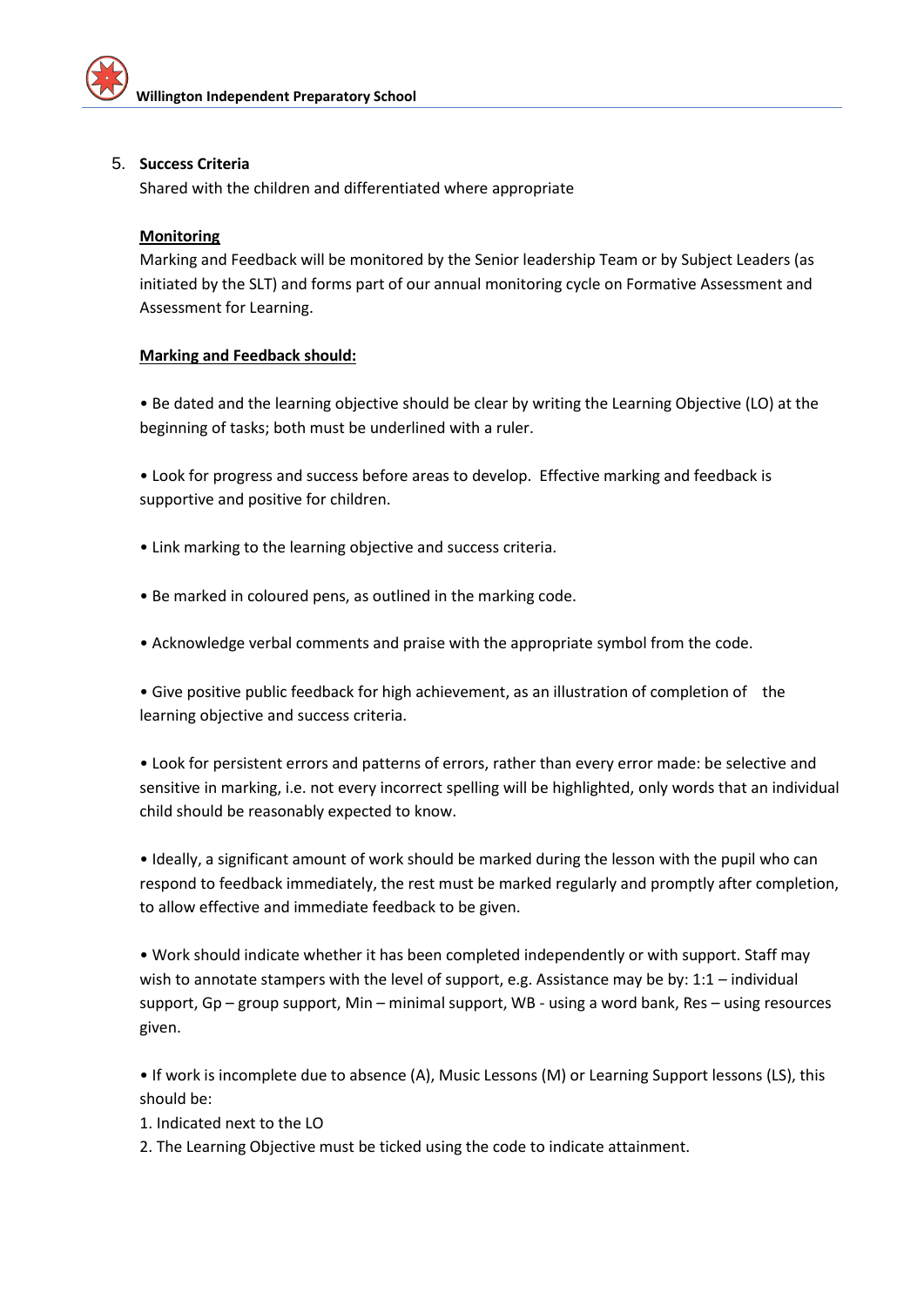5. **Success Criteria**
   Shared with the children and differentiated where appropriate

**Monitoring**

Marking and Feedback will be monitored by the Senior leadership Team or by Subject Leaders (as initiated by the SLT) and forms part of our annual monitoring cycle on Formative Assessment and Assessment for Learning.

**Marking and Feedback should:**

• Be dated and the learning objective should be clear by writing the Learning Objective (LO) at the beginning of tasks; both must be underlined with a ruler.

• Look for progress and success before areas to develop. Effective marking and feedback is supportive and positive for children.

• Link marking to the learning objective and success criteria.

• Be marked in coloured pens, as outlined in the marking code.

• Acknowledge verbal comments and praise with the appropriate symbol from the code.

• Give positive public feedback for high achievement, as an illustration of completion of the learning objective and success criteria.

• Look for persistent errors and patterns of errors, rather than every error made: be selective and sensitive in marking, i.e. not every incorrect spelling will be highlighted, only words that an individual child should be reasonably expected to know.

• Ideally, a significant amount of work should be marked during the lesson with the pupil who can respond to feedback immediately, the rest must be marked regularly and promptly after completion, to allow effective and immediate feedback to be given.

• Work should indicate whether it has been completed independently or with support. Staff may wish to annotate stampers with the level of support, e.g. Assistance may be by: 1:1 – individual support, Gp – group support, Min – minimal support, WB - using a word bank, Res – using resources given.

• If work is incomplete due to absence (A), Music Lessons (M) or Learning Support lessons (LS), this should be:

1. Indicated next to the LO
2. The Learning Objective must be ticked using the code to indicate attainment.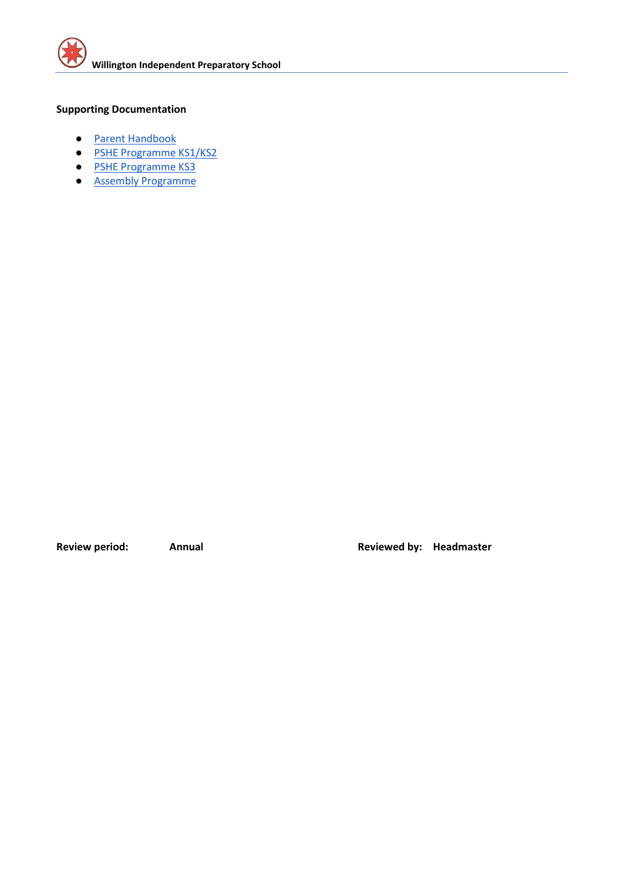**Supporting Documentation**

- Parent Handbook
- PSHE Programme KS1/KS2
- PSHE Programme KS3
- Assembly Programme

**Review period:** **Annual** **Reviewed by:** **Headmaster**